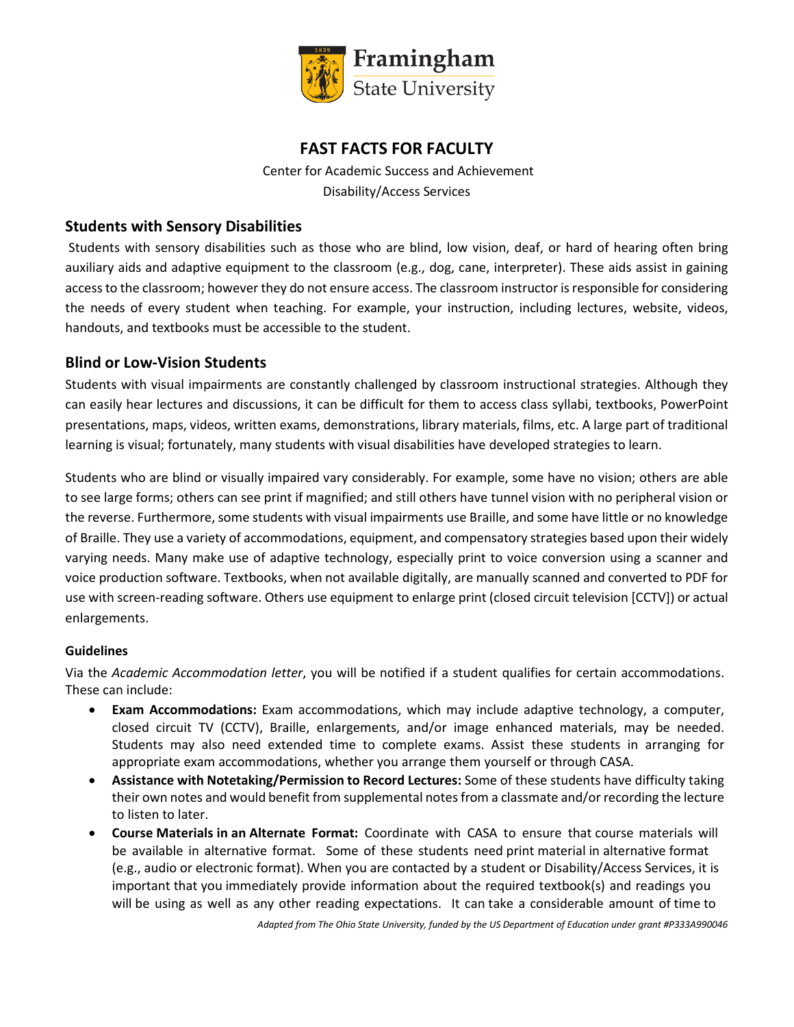Framingham State University

# FAST FACTS FOR FACULTY

Center for Academic Success and Achievement

Disability/Access Services

## Students with Sensory Disabilities

Students with sensory disabilities such as those who are blind, low vision, deaf, or hard of hearing often bring auxiliary aids and adaptive equipment to the classroom (e.g., dog, cane, interpreter). These aids assist in gaining access to the classroom; however they do not ensure access. The classroom instructor is responsible for considering the needs of every student when teaching. For example, your instruction, including lectures, website, videos, handouts, and textbooks must be accessible to the student.

## Blind or Low-Vision Students

Students with visual impairments are constantly challenged by classroom instructional strategies. Although they can easily hear lectures and discussions, it can be difficult for them to access class syllabi, textbooks, PowerPoint presentations, maps, videos, written exams, demonstrations, library materials, films, etc. A large part of traditional learning is visual; fortunately, many students with visual disabilities have developed strategies to learn.

Students who are blind or visually impaired vary considerably. For example, some have no vision; others are able to see large forms; others can see print if magnified; and still others have tunnel vision with no peripheral vision or the reverse. Furthermore, some students with visual impairments use Braille, and some have little or no knowledge of Braille. They use a variety of accommodations, equipment, and compensatory strategies based upon their widely varying needs. Many make use of adaptive technology, especially print to voice conversion using a scanner and voice production software. Textbooks, when not available digitally, are manually scanned and converted to PDF for use with screen-reading software. Others use equipment to enlarge print (closed circuit television [CCTV]) or actual enlargements.

### Guidelines

Via the *Academic Accommodation letter*, you will be notified if a student qualifies for certain accommodations. These can include:

- **Exam Accommodations:** Exam accommodations, which may include adaptive technology, a computer, closed circuit TV (CCTV), Braille, enlargements, and/or image enhanced materials, may be needed. Students may also need extended time to complete exams. Assist these students in arranging for appropriate exam accommodations, whether you arrange them yourself or through CASA.
- **Assistance with Notetaking/Permission to Record Lectures:** Some of these students have difficulty taking their own notes and would benefit from supplemental notes from a classmate and/or recording the lecture to listen to later.
- **Course Materials in an Alternate Format:** Coordinate with CASA to ensure that course materials will be available in alternative format. Some of these students need print material in alternative format (e.g., audio or electronic format). When you are contacted by a student or Disability/Access Services, it is important that you immediately provide information about the required textbook(s) and readings you will be using as well as any other reading expectations. It can take a considerable amount of time to

*Adapted from The Ohio State University, funded by the US Department of Education under grant #P333A990046*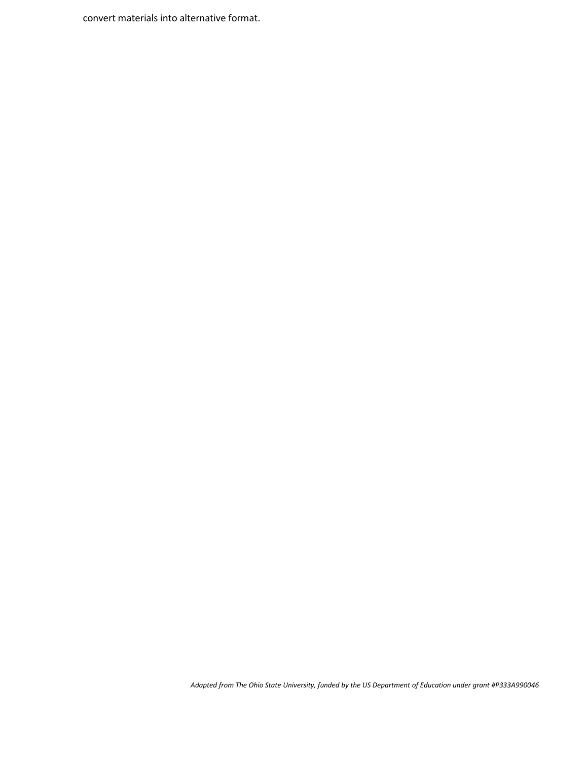convert materials into alternative format.

*Adapted from The Ohio State University, funded by the US Department of Education under grant #P333A990046*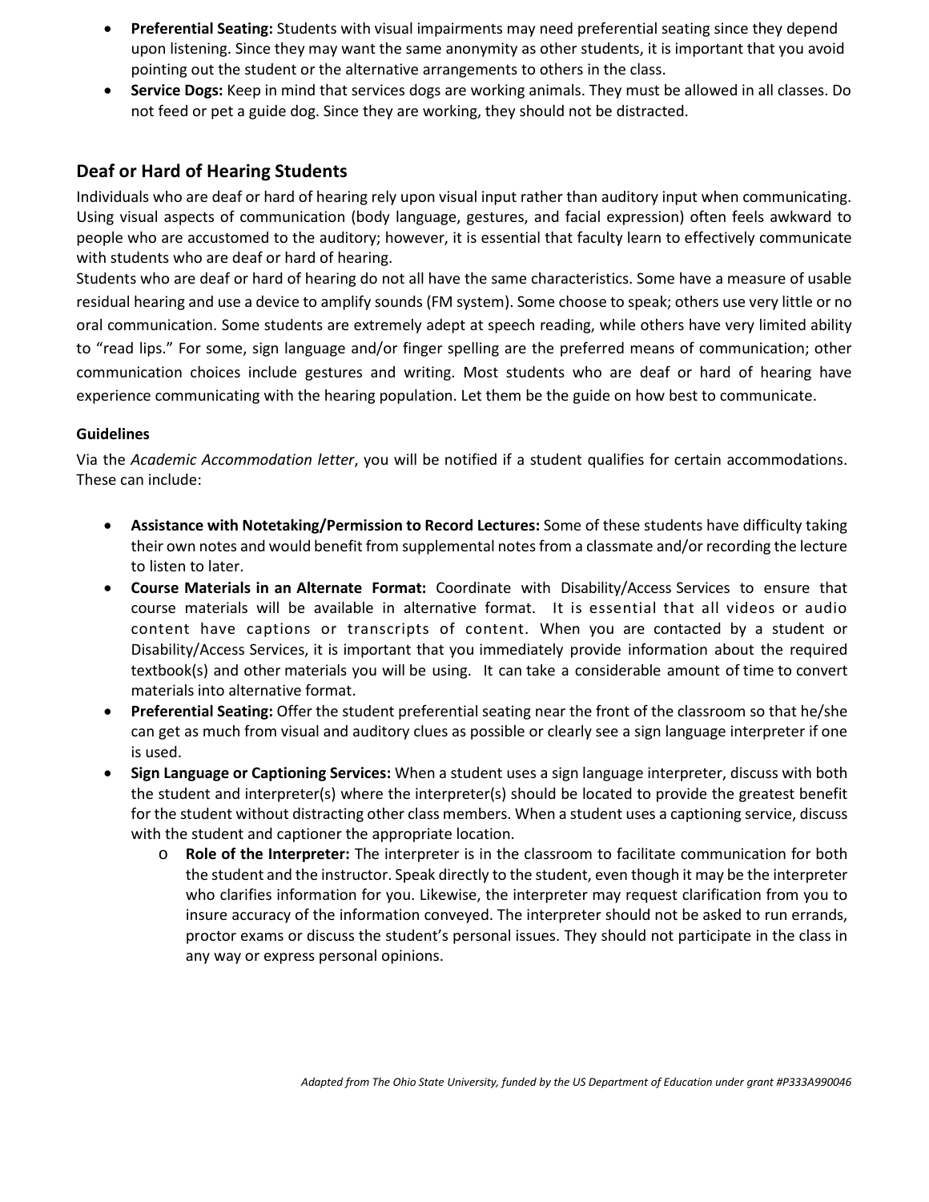- **Preferential Seating:** Students with visual impairments may need preferential seating since they depend upon listening. Since they may want the same anonymity as other students, it is important that you avoid pointing out the student or the alternative arrangements to others in the class.
- **Service Dogs:** Keep in mind that services dogs are working animals. They must be allowed in all classes. Do not feed or pet a guide dog. Since they are working, they should not be distracted.

## Deaf or Hard of Hearing Students

Individuals who are deaf or hard of hearing rely upon visual input rather than auditory input when communicating. Using visual aspects of communication (body language, gestures, and facial expression) often feels awkward to people who are accustomed to the auditory; however, it is essential that faculty learn to effectively communicate with students who are deaf or hard of hearing.

Students who are deaf or hard of hearing do not all have the same characteristics. Some have a measure of usable residual hearing and use a device to amplify sounds (FM system). Some choose to speak; others use very little or no oral communication. Some students are extremely adept at speech reading, while others have very limited ability to "read lips." For some, sign language and/or finger spelling are the preferred means of communication; other communication choices include gestures and writing. Most students who are deaf or hard of hearing have experience communicating with the hearing population. Let them be the guide on how best to communicate.

### Guidelines

Via the *Academic Accommodation letter*, you will be notified if a student qualifies for certain accommodations. These can include:

- **Assistance with Notetaking/Permission to Record Lectures:** Some of these students have difficulty taking their own notes and would benefit from supplemental notes from a classmate and/or recording the lecture to listen to later.
- **Course Materials in an Alternate Format:** Coordinate with Disability/Access Services to ensure that course materials will be available in alternative format. It is essential that all videos or audio content have captions or transcripts of content. When you are contacted by a student or Disability/Access Services, it is important that you immediately provide information about the required textbook(s) and other materials you will be using. It can take a considerable amount of time to convert materials into alternative format.
- **Preferential Seating:** Offer the student preferential seating near the front of the classroom so that he/she can get as much from visual and auditory clues as possible or clearly see a sign language interpreter if one is used.
- **Sign Language or Captioning Services:** When a student uses a sign language interpreter, discuss with both the student and interpreter(s) where the interpreter(s) should be located to provide the greatest benefit for the student without distracting other class members. When a student uses a captioning service, discuss with the student and captioner the appropriate location.
  - **Role of the Interpreter:** The interpreter is in the classroom to facilitate communication for both the student and the instructor. Speak directly to the student, even though it may be the interpreter who clarifies information for you. Likewise, the interpreter may request clarification from you to insure accuracy of the information conveyed. The interpreter should not be asked to run errands, proctor exams or discuss the student's personal issues. They should not participate in the class in any way or express personal opinions.

*Adapted from The Ohio State University, funded by the US Department of Education under grant #P333A990046*